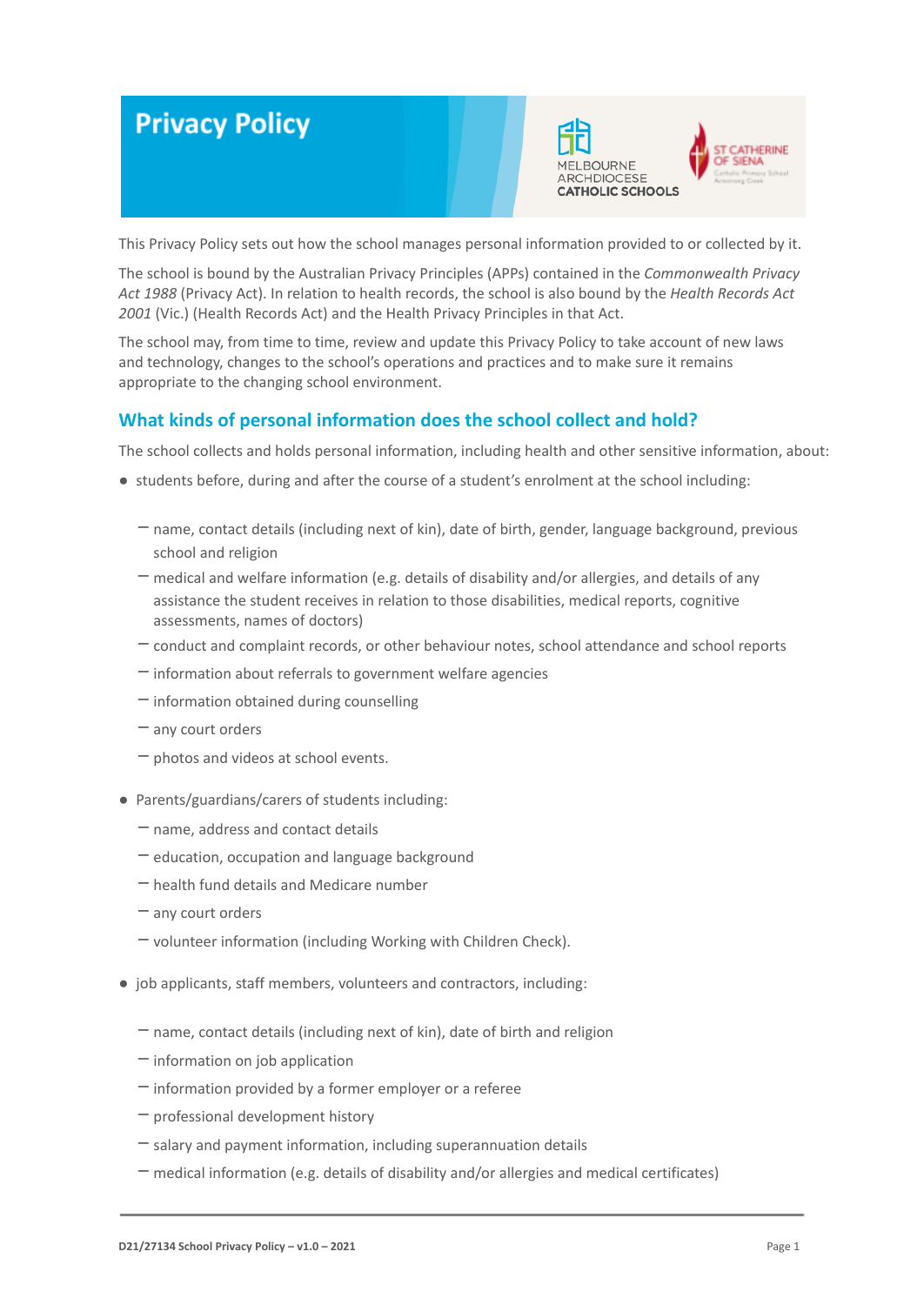# Privacy Policy

This Privacy Policy sets out how the school manages personal information provided to or collected by it.

The school is bound by the Australian Privacy Principles (APPs) contained in the *Commonwealth Privacy Act 1988* (Privacy Act). In relation to health records, the school is also bound by the *Health Records Act 2001* (Vic.) (Health Records Act) and the Health Privacy Principles in that Act.

The school may, from time to time, review and update this Privacy Policy to take account of new laws and technology, changes to the school's operations and practices and to make sure it remains appropriate to the changing school environment.

## What kinds of personal information does the school collect and hold?

The school collects and holds personal information, including health and other sensitive information, about:

- students before, during and after the course of a student's enrolment at the school including:
  - name, contact details (including next of kin), date of birth, gender, language background, previous school and religion
  - medical and welfare information (e.g. details of disability and/or allergies, and details of any assistance the student receives in relation to those disabilities, medical reports, cognitive assessments, names of doctors)
  - conduct and complaint records, or other behaviour notes, school attendance and school reports
  - information about referrals to government welfare agencies
  - information obtained during counselling
  - any court orders
  - photos and videos at school events.
- Parents/guardians/carers of students including:
  - name, address and contact details
  - education, occupation and language background
  - health fund details and Medicare number
  - any court orders
  - volunteer information (including Working with Children Check).
- job applicants, staff members, volunteers and contractors, including:
  - name, contact details (including next of kin), date of birth and religion
  - information on job application
  - information provided by a former employer or a referee
  - professional development history
  - salary and payment information, including superannuation details
  - medical information (e.g. details of disability and/or allergies and medical certificates)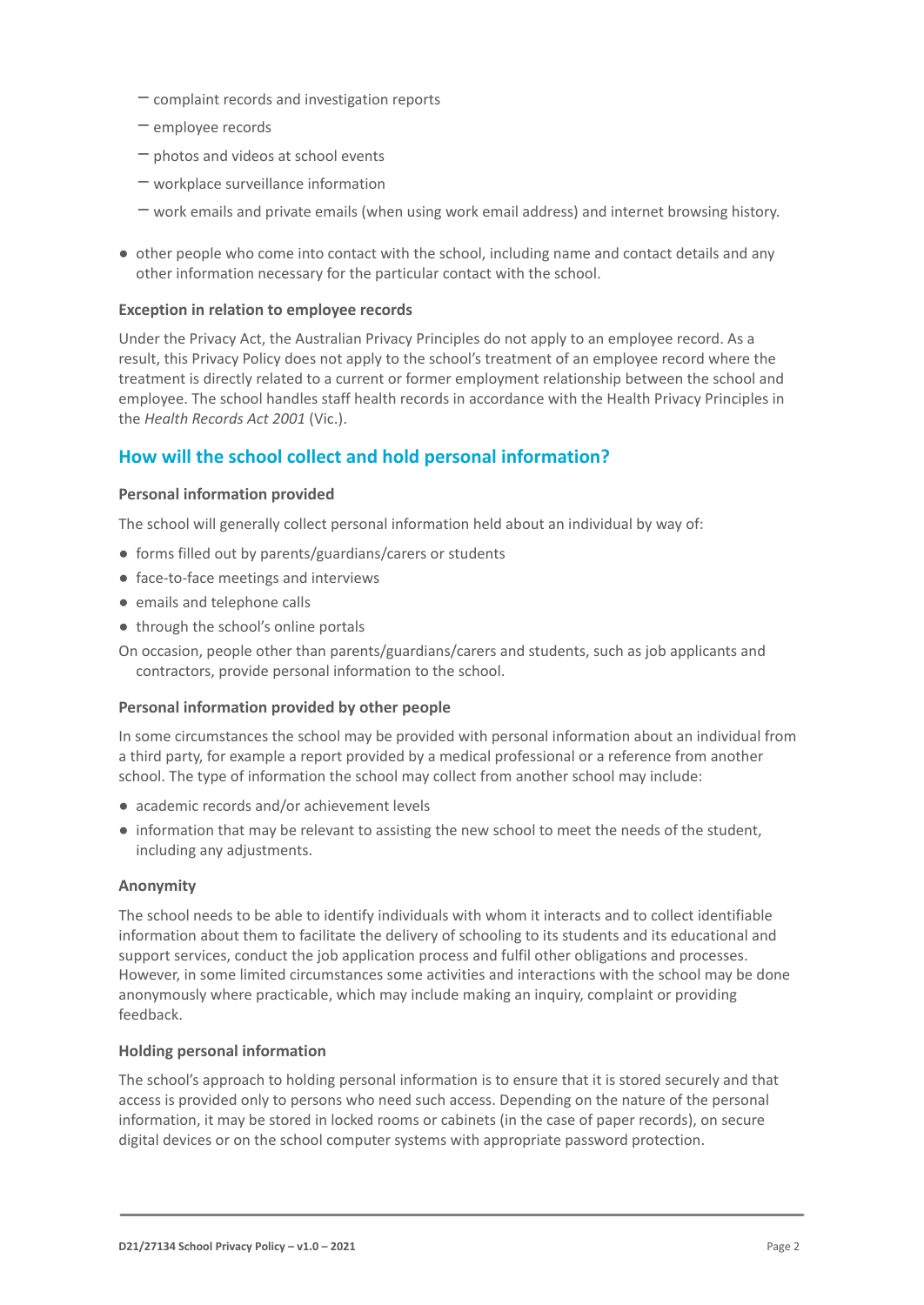- complaint records and investigation reports
  - employee records
  - photos and videos at school events
  - workplace surveillance information
  - work emails and private emails (when using work email address) and internet browsing history.

- other people who come into contact with the school, including name and contact details and any other information necessary for the particular contact with the school.

#### Exception in relation to employee records

Under the Privacy Act, the Australian Privacy Principles do not apply to an employee record. As a result, this Privacy Policy does not apply to the school's treatment of an employee record where the treatment is directly related to a current or former employment relationship between the school and employee. The school handles staff health records in accordance with the Health Privacy Principles in the *Health Records Act 2001* (Vic.).

## How will the school collect and hold personal information?

#### Personal information provided

The school will generally collect personal information held about an individual by way of:

- forms filled out by parents/guardians/carers or students
- face-to-face meetings and interviews
- emails and telephone calls
- through the school's online portals

On occasion, people other than parents/guardians/carers and students, such as job applicants and contractors, provide personal information to the school.

#### Personal information provided by other people

In some circumstances the school may be provided with personal information about an individual from a third party, for example a report provided by a medical professional or a reference from another school. The type of information the school may collect from another school may include:

- academic records and/or achievement levels
- information that may be relevant to assisting the new school to meet the needs of the student, including any adjustments.

#### Anonymity

The school needs to be able to identify individuals with whom it interacts and to collect identifiable information about them to facilitate the delivery of schooling to its students and its educational and support services, conduct the job application process and fulfil other obligations and processes. However, in some limited circumstances some activities and interactions with the school may be done anonymously where practicable, which may include making an inquiry, complaint or providing feedback.

#### Holding personal information

The school's approach to holding personal information is to ensure that it is stored securely and that access is provided only to persons who need such access. Depending on the nature of the personal information, it may be stored in locked rooms or cabinets (in the case of paper records), on secure digital devices or on the school computer systems with appropriate password protection.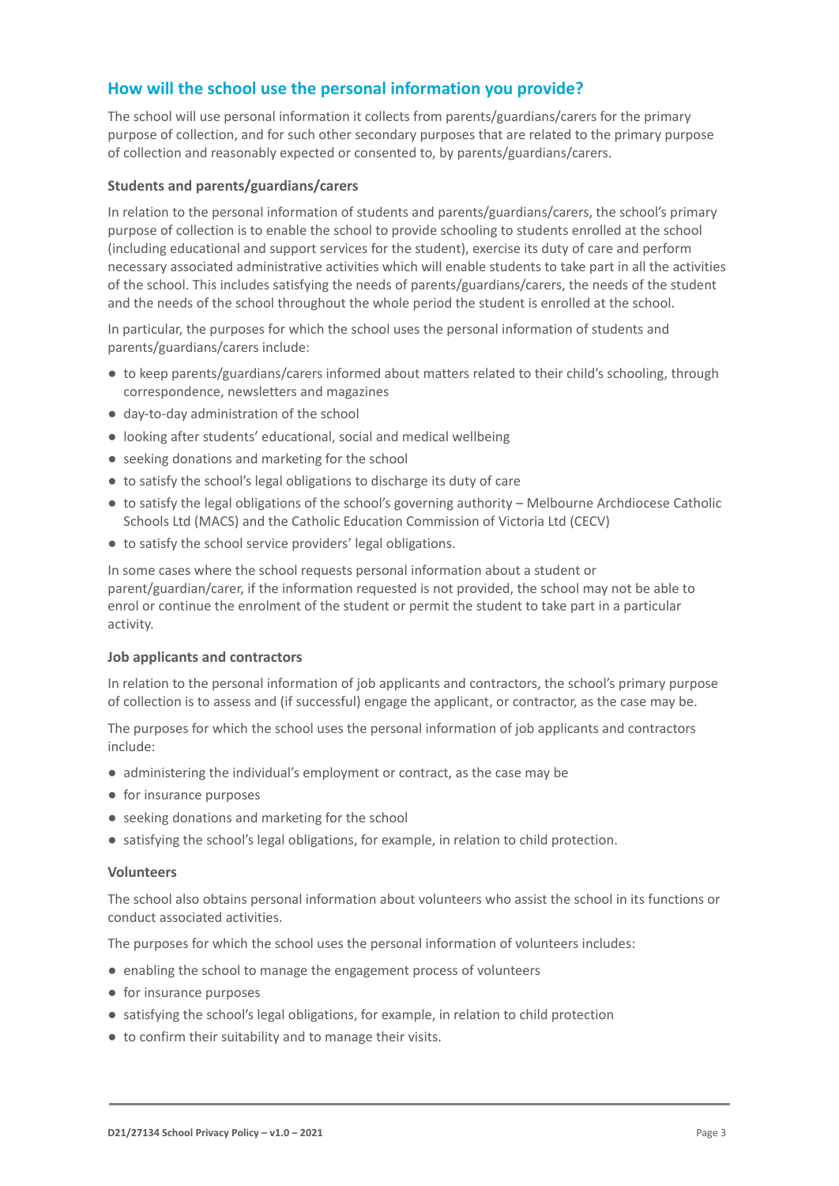## How will the school use the personal information you provide?

The school will use personal information it collects from parents/guardians/carers for the primary purpose of collection, and for such other secondary purposes that are related to the primary purpose of collection and reasonably expected or consented to, by parents/guardians/carers.

### Students and parents/guardians/carers

In relation to the personal information of students and parents/guardians/carers, the school's primary purpose of collection is to enable the school to provide schooling to students enrolled at the school (including educational and support services for the student), exercise its duty of care and perform necessary associated administrative activities which will enable students to take part in all the activities of the school. This includes satisfying the needs of parents/guardians/carers, the needs of the student and the needs of the school throughout the whole period the student is enrolled at the school.

In particular, the purposes for which the school uses the personal information of students and parents/guardians/carers include:

- to keep parents/guardians/carers informed about matters related to their child's schooling, through correspondence, newsletters and magazines
- day-to-day administration of the school
- looking after students' educational, social and medical wellbeing
- seeking donations and marketing for the school
- to satisfy the school's legal obligations to discharge its duty of care
- to satisfy the legal obligations of the school's governing authority – Melbourne Archdiocese Catholic Schools Ltd (MACS) and the Catholic Education Commission of Victoria Ltd (CECV)
- to satisfy the school service providers' legal obligations.

In some cases where the school requests personal information about a student or parent/guardian/carer, if the information requested is not provided, the school may not be able to enrol or continue the enrolment of the student or permit the student to take part in a particular activity.

### Job applicants and contractors

In relation to the personal information of job applicants and contractors, the school's primary purpose of collection is to assess and (if successful) engage the applicant, or contractor, as the case may be.

The purposes for which the school uses the personal information of job applicants and contractors include:

- administering the individual's employment or contract, as the case may be
- for insurance purposes
- seeking donations and marketing for the school
- satisfying the school's legal obligations, for example, in relation to child protection.

### Volunteers

The school also obtains personal information about volunteers who assist the school in its functions or conduct associated activities.

The purposes for which the school uses the personal information of volunteers includes:

- enabling the school to manage the engagement process of volunteers
- for insurance purposes
- satisfying the school's legal obligations, for example, in relation to child protection
- to confirm their suitability and to manage their visits.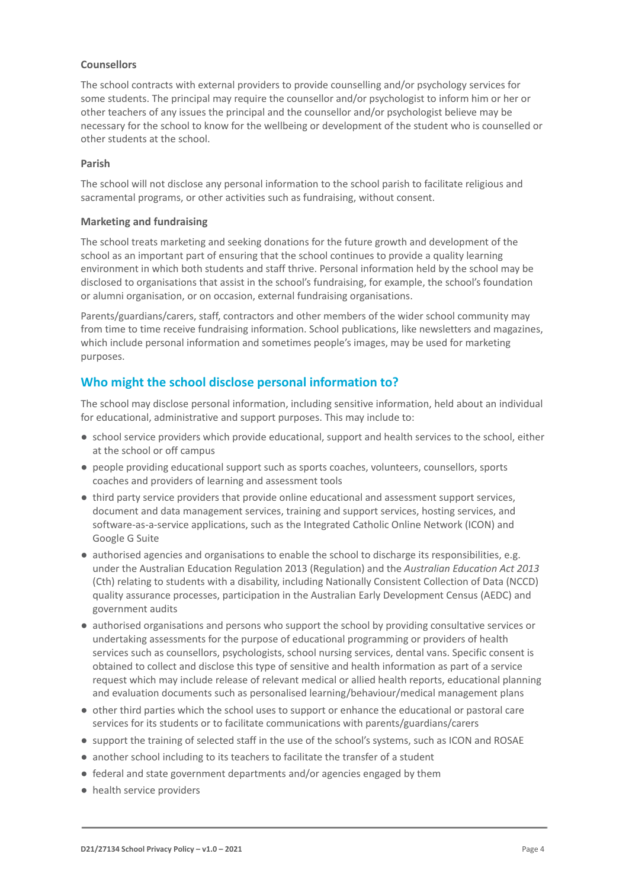**Counsellors**

The school contracts with external providers to provide counselling and/or psychology services for some students. The principal may require the counsellor and/or psychologist to inform him or her or other teachers of any issues the principal and the counsellor and/or psychologist believe may be necessary for the school to know for the wellbeing or development of the student who is counselled or other students at the school.

**Parish**

The school will not disclose any personal information to the school parish to facilitate religious and sacramental programs, or other activities such as fundraising, without consent.

**Marketing and fundraising**

The school treats marketing and seeking donations for the future growth and development of the school as an important part of ensuring that the school continues to provide a quality learning environment in which both students and staff thrive. Personal information held by the school may be disclosed to organisations that assist in the school's fundraising, for example, the school's foundation or alumni organisation, or on occasion, external fundraising organisations.

Parents/guardians/carers, staff, contractors and other members of the wider school community may from time to time receive fundraising information. School publications, like newsletters and magazines, which include personal information and sometimes people's images, may be used for marketing purposes.

## Who might the school disclose personal information to?

The school may disclose personal information, including sensitive information, held about an individual for educational, administrative and support purposes. This may include to:

- school service providers which provide educational, support and health services to the school, either at the school or off campus
- people providing educational support such as sports coaches, volunteers, counsellors, sports coaches and providers of learning and assessment tools
- third party service providers that provide online educational and assessment support services, document and data management services, training and support services, hosting services, and software-as-a-service applications, such as the Integrated Catholic Online Network (ICON) and Google G Suite
- authorised agencies and organisations to enable the school to discharge its responsibilities, e.g. under the Australian Education Regulation 2013 (Regulation) and the *Australian Education Act 2013* (Cth) relating to students with a disability, including Nationally Consistent Collection of Data (NCCD) quality assurance processes, participation in the Australian Early Development Census (AEDC) and government audits
- authorised organisations and persons who support the school by providing consultative services or undertaking assessments for the purpose of educational programming or providers of health services such as counsellors, psychologists, school nursing services, dental vans. Specific consent is obtained to collect and disclose this type of sensitive and health information as part of a service request which may include release of relevant medical or allied health reports, educational planning and evaluation documents such as personalised learning/behaviour/medical management plans
- other third parties which the school uses to support or enhance the educational or pastoral care services for its students or to facilitate communications with parents/guardians/carers
- support the training of selected staff in the use of the school's systems, such as ICON and ROSAE
- another school including to its teachers to facilitate the transfer of a student
- federal and state government departments and/or agencies engaged by them
- health service providers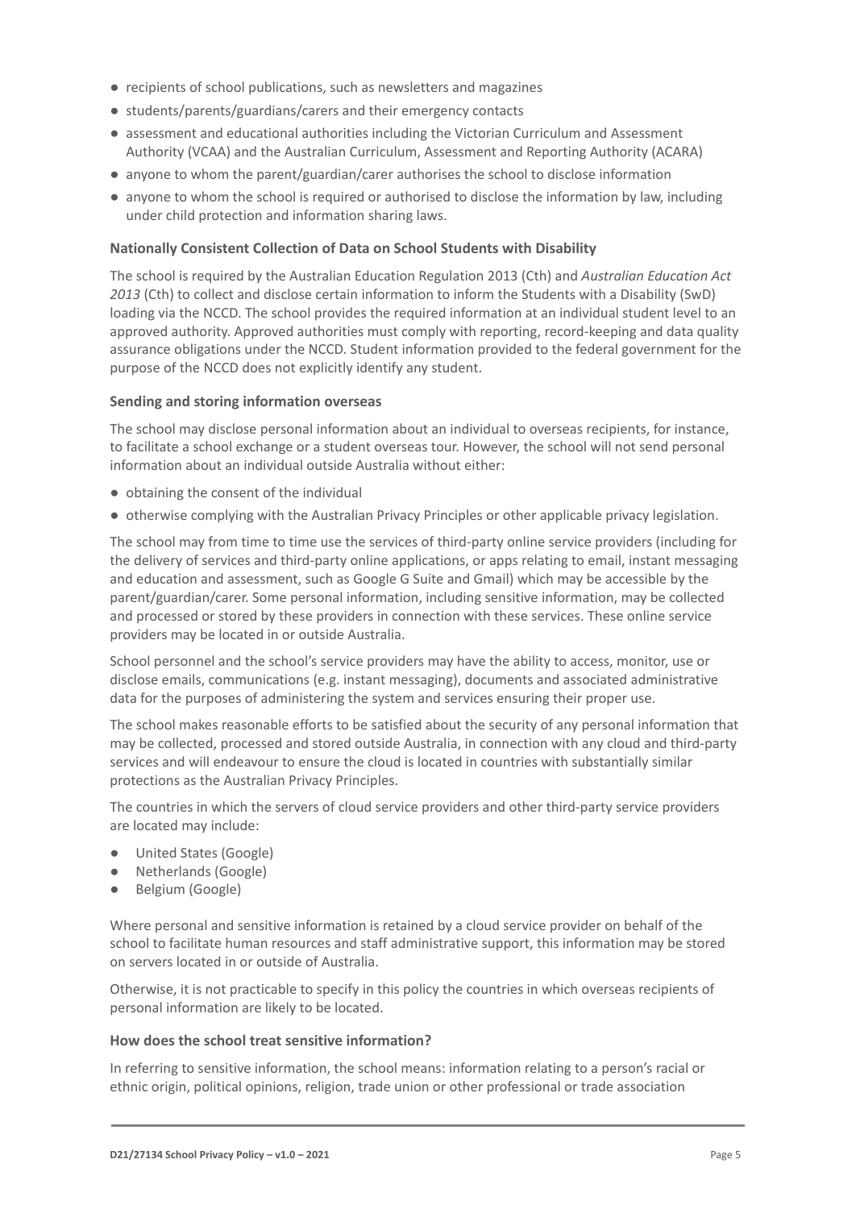- recipients of school publications, such as newsletters and magazines
- students/parents/guardians/carers and their emergency contacts
- assessment and educational authorities including the Victorian Curriculum and Assessment Authority (VCAA) and the Australian Curriculum, Assessment and Reporting Authority (ACARA)
- anyone to whom the parent/guardian/carer authorises the school to disclose information
- anyone to whom the school is required or authorised to disclose the information by law, including under child protection and information sharing laws.

**Nationally Consistent Collection of Data on School Students with Disability**

The school is required by the Australian Education Regulation 2013 (Cth) and *Australian Education Act 2013* (Cth) to collect and disclose certain information to inform the Students with a Disability (SwD) loading via the NCCD. The school provides the required information at an individual student level to an approved authority. Approved authorities must comply with reporting, record-keeping and data quality assurance obligations under the NCCD. Student information provided to the federal government for the purpose of the NCCD does not explicitly identify any student.

**Sending and storing information overseas**

The school may disclose personal information about an individual to overseas recipients, for instance, to facilitate a school exchange or a student overseas tour. However, the school will not send personal information about an individual outside Australia without either:

- obtaining the consent of the individual
- otherwise complying with the Australian Privacy Principles or other applicable privacy legislation.

The school may from time to time use the services of third-party online service providers (including for the delivery of services and third-party online applications, or apps relating to email, instant messaging and education and assessment, such as Google G Suite and Gmail) which may be accessible by the parent/guardian/carer. Some personal information, including sensitive information, may be collected and processed or stored by these providers in connection with these services. These online service providers may be located in or outside Australia.

School personnel and the school's service providers may have the ability to access, monitor, use or disclose emails, communications (e.g. instant messaging), documents and associated administrative data for the purposes of administering the system and services ensuring their proper use.

The school makes reasonable efforts to be satisfied about the security of any personal information that may be collected, processed and stored outside Australia, in connection with any cloud and third-party services and will endeavour to ensure the cloud is located in countries with substantially similar protections as the Australian Privacy Principles.

The countries in which the servers of cloud service providers and other third-party service providers are located may include:

- United States (Google)
- Netherlands (Google)
- Belgium (Google)

Where personal and sensitive information is retained by a cloud service provider on behalf of the school to facilitate human resources and staff administrative support, this information may be stored on servers located in or outside of Australia.

Otherwise, it is not practicable to specify in this policy the countries in which overseas recipients of personal information are likely to be located.

**How does the school treat sensitive information?**

In referring to sensitive information, the school means: information relating to a person's racial or ethnic origin, political opinions, religion, trade union or other professional or trade association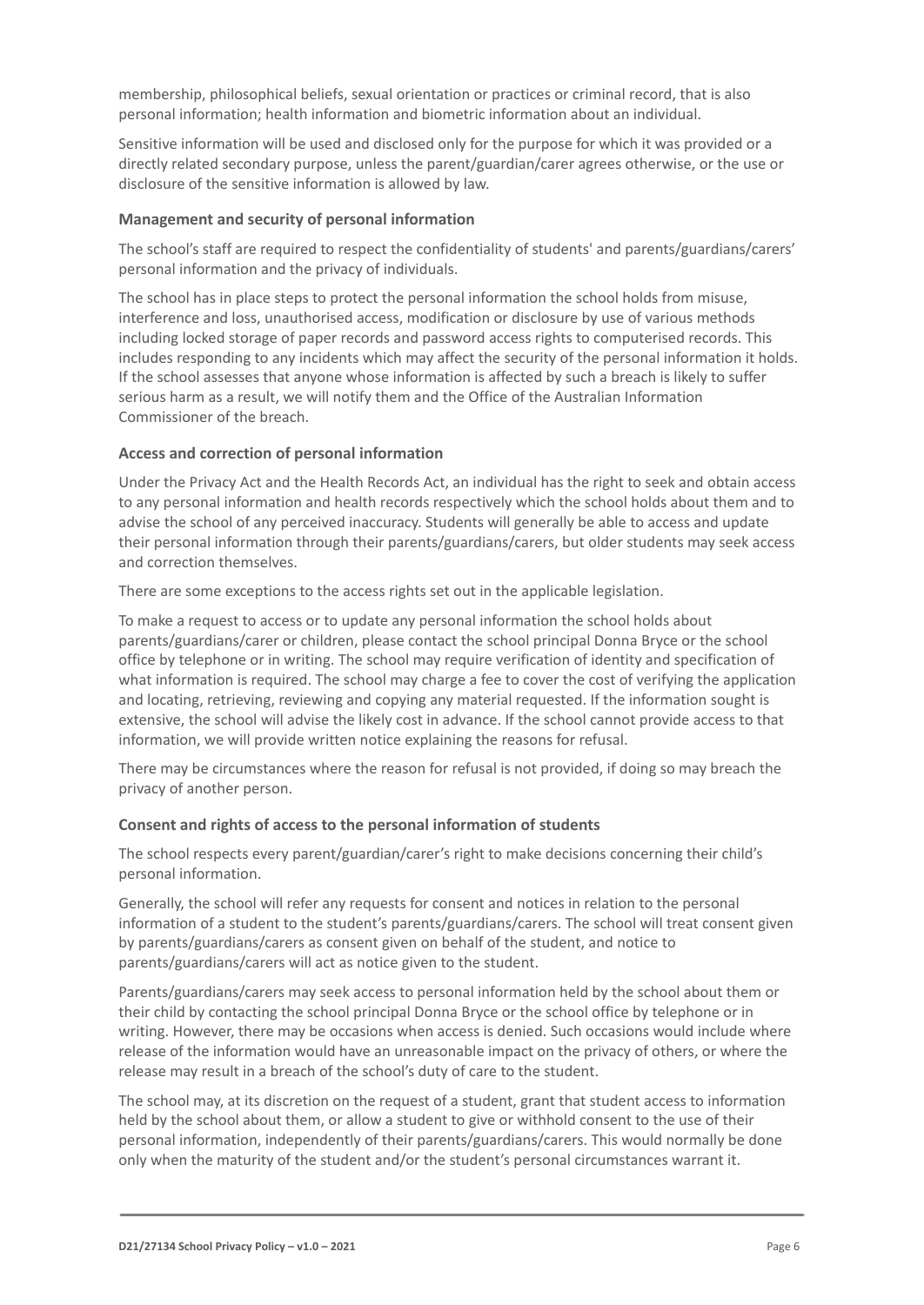membership, philosophical beliefs, sexual orientation or practices or criminal record, that is also personal information; health information and biometric information about an individual.

Sensitive information will be used and disclosed only for the purpose for which it was provided or a directly related secondary purpose, unless the parent/guardian/carer agrees otherwise, or the use or disclosure of the sensitive information is allowed by law.

### Management and security of personal information

The school's staff are required to respect the confidentiality of students' and parents/guardians/carers' personal information and the privacy of individuals.

The school has in place steps to protect the personal information the school holds from misuse, interference and loss, unauthorised access, modification or disclosure by use of various methods including locked storage of paper records and password access rights to computerised records. This includes responding to any incidents which may affect the security of the personal information it holds. If the school assesses that anyone whose information is affected by such a breach is likely to suffer serious harm as a result, we will notify them and the Office of the Australian Information Commissioner of the breach.

### Access and correction of personal information

Under the Privacy Act and the Health Records Act, an individual has the right to seek and obtain access to any personal information and health records respectively which the school holds about them and to advise the school of any perceived inaccuracy. Students will generally be able to access and update their personal information through their parents/guardians/carers, but older students may seek access and correction themselves.

There are some exceptions to the access rights set out in the applicable legislation.

To make a request to access or to update any personal information the school holds about parents/guardians/carer or children, please contact the school principal Donna Bryce or the school office by telephone or in writing. The school may require verification of identity and specification of what information is required. The school may charge a fee to cover the cost of verifying the application and locating, retrieving, reviewing and copying any material requested. If the information sought is extensive, the school will advise the likely cost in advance. If the school cannot provide access to that information, we will provide written notice explaining the reasons for refusal.

There may be circumstances where the reason for refusal is not provided, if doing so may breach the privacy of another person.

### Consent and rights of access to the personal information of students

The school respects every parent/guardian/carer's right to make decisions concerning their child's personal information.

Generally, the school will refer any requests for consent and notices in relation to the personal information of a student to the student's parents/guardians/carers. The school will treat consent given by parents/guardians/carers as consent given on behalf of the student, and notice to parents/guardians/carers will act as notice given to the student.

Parents/guardians/carers may seek access to personal information held by the school about them or their child by contacting the school principal Donna Bryce or the school office by telephone or in writing. However, there may be occasions when access is denied. Such occasions would include where release of the information would have an unreasonable impact on the privacy of others, or where the release may result in a breach of the school's duty of care to the student.

The school may, at its discretion on the request of a student, grant that student access to information held by the school about them, or allow a student to give or withhold consent to the use of their personal information, independently of their parents/guardians/carers. This would normally be done only when the maturity of the student and/or the student's personal circumstances warrant it.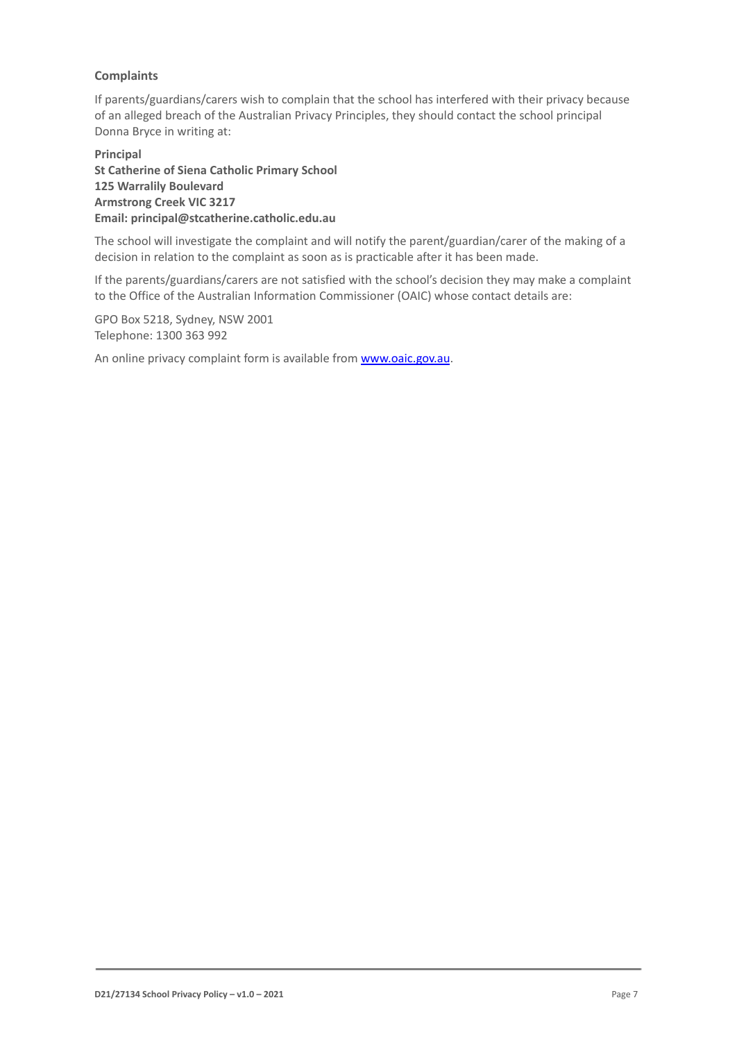### Complaints

If parents/guardians/carers wish to complain that the school has interfered with their privacy because of an alleged breach of the Australian Privacy Principles, they should contact the school principal Donna Bryce in writing at:

**Principal**  
**St Catherine of Siena Catholic Primary School**  
**125 Warralily Boulevard**  
**Armstrong Creek VIC 3217**  
**Email: principal@stcatherine.catholic.edu.au**

The school will investigate the complaint and will notify the parent/guardian/carer of the making of a decision in relation to the complaint as soon as is practicable after it has been made.

If the parents/guardians/carers are not satisfied with the school's decision they may make a complaint to the Office of the Australian Information Commissioner (OAIC) whose contact details are:

GPO Box 5218, Sydney, NSW 2001  
Telephone: 1300 363 992

An online privacy complaint form is available from [www.oaic.gov.au](http://www.oaic.gov.au).